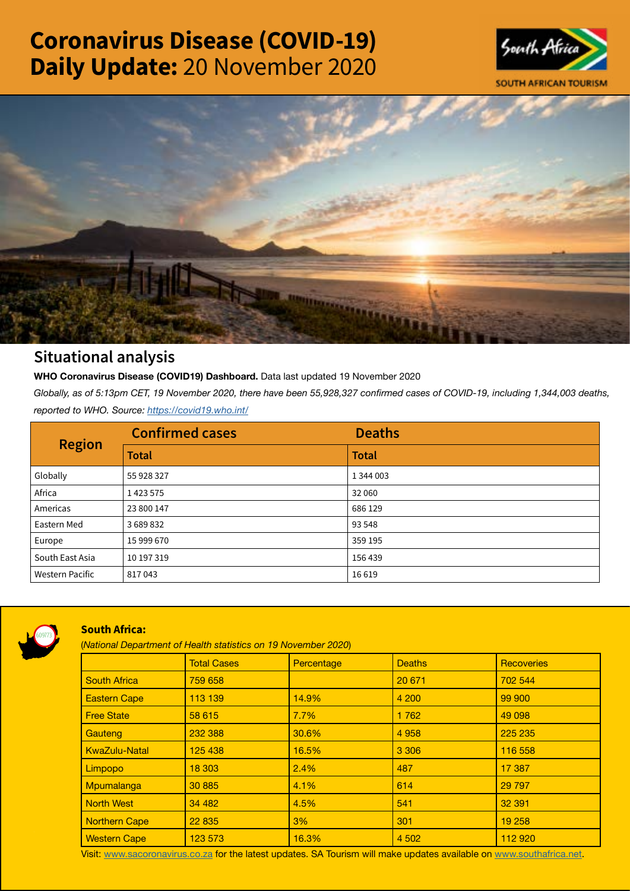# Coronavirus Disease (COVID-19) Daily Update: 20 November 2020

SOUTH AFRICAN TOURISM

## Situational analysis

**WHO Coronavirus Disease (COVID19) Dashboard.** Data last updated 19 November 2020

*Globally, as of 5:13pm CET, 19 November 2020, there have been 55,928,327 confirmed cases of COVID-19, including 1,344,003 deaths, reported to WHO. Source: https://covid19.who.int/*

| Region | Confirmed cases | Deaths |
|---|---|---|
| | Total | Total |
| Globally | 55 928 327 | 1 344 003 |
| Africa | 1 423 575 | 32 060 |
| Americas | 23 800 147 | 686 129 |
| Eastern Med | 3 689 832 | 93 548 |
| Europe | 15 999 670 | 359 195 |
| South East Asia | 10 197 319 | 156 439 |
| Western Pacific | 817 043 | 16 619 |

### South Africa:

(*National Department of Health statistics on 19 November 2020*)

| | Total Cases | Percentage | Deaths | Recoveries |
|---|---|---|---|---|
| South Africa | 759 658 | | 20 671 | 702 544 |
| Eastern Cape | 113 139 | 14.9% | 4 200 | 99 900 |
| Free State | 58 615 | 7.7% | 1 762 | 49 098 |
| Gauteng | 232 388 | 30.6% | 4 958 | 225 235 |
| KwaZulu-Natal | 125 438 | 16.5% | 3 306 | 116 558 |
| Limpopo | 18 303 | 2.4% | 487 | 17 387 |
| Mpumalanga | 30 885 | 4.1% | 614 | 29 797 |
| North West | 34 482 | 4.5% | 541 | 32 391 |
| Northern Cape | 22 835 | 3% | 301 | 19 258 |
| Western Cape | 123 573 | 16.3% | 4 502 | 112 920 |

Visit: www.sacoronavirus.co.za for the latest updates. SA Tourism will make updates available on www.southafrica.net.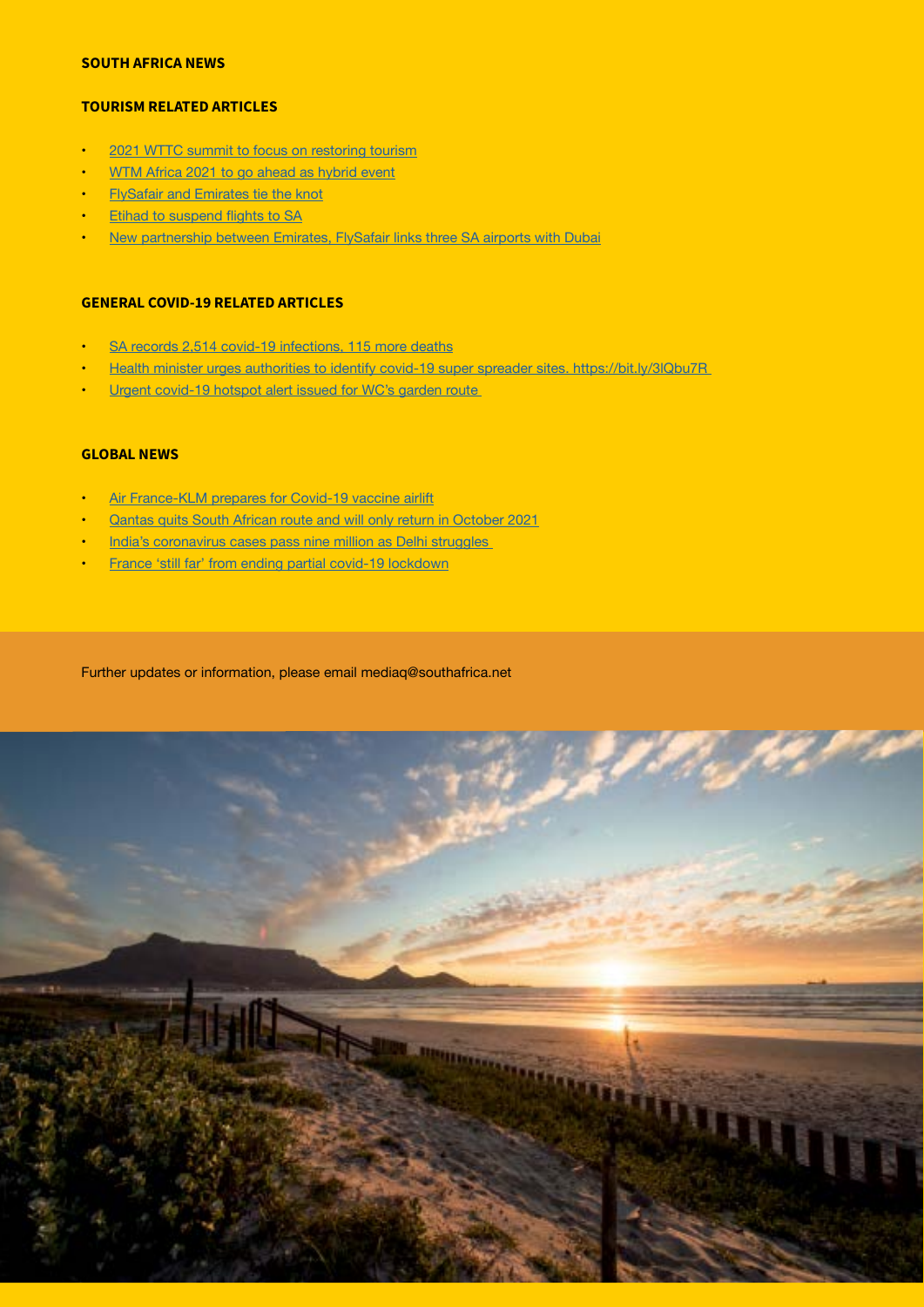## SOUTH AFRICA NEWS

### TOURISM RELATED ARTICLES

- 2021 WTTC summit to focus on restoring tourism
- WTM Africa 2021 to go ahead as hybrid event
- FlySafair and Emirates tie the knot
- Etihad to suspend flights to SA
- New partnership between Emirates, FlySafair links three SA airports with Dubai

### GENERAL COVID-19 RELATED ARTICLES

- SA records 2,514 covid-19 infections, 115 more deaths
- Health minister urges authorities to identify covid-19 super spreader sites. https://bit.ly/3lQbu7R
- Urgent covid-19 hotspot alert issued for WC's garden route

## GLOBAL NEWS

- Air France-KLM prepares for Covid-19 vaccine airlift
- Qantas quits South African route and will only return in October 2021
- India's coronavirus cases pass nine million as Delhi struggles
- France 'still far' from ending partial covid-19 lockdown

Further updates or information, please email mediaq@southafrica.net